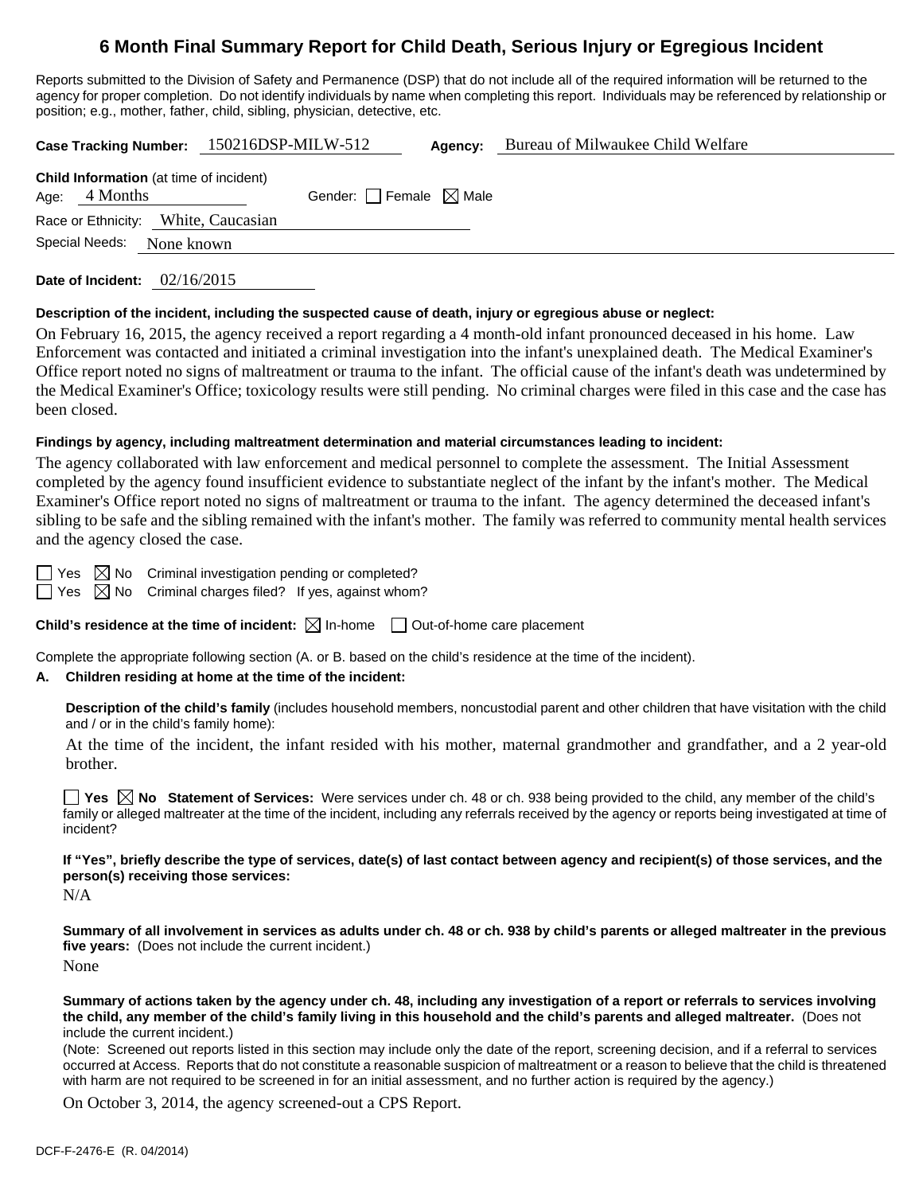# 6 Month Final Summary Report for Child Death, Serious Injury or Egregious Incident

Reports submitted to the Division of Safety and Permanence (DSP) that do not include all of the required information will be returned to the agency for proper completion. Do not identify individuals by name when completing this report. Individuals may be referenced by relationship or position; e.g., mother, father, child, sibling, physician, detective, etc.

**Case Tracking Number:** 150216DSP-MILW-512 **Agency:** Bureau of Milwaukee Child Welfare

**Child Information** (at time of incident)

Age: 4 Months Gender: ☐ Female ☒ Male

Race or Ethnicity: White, Caucasian

Special Needs: None known

**Date of Incident:** 02/16/2015

**Description of the incident, including the suspected cause of death, injury or egregious abuse or neglect:**

On February 16, 2015, the agency received a report regarding a 4 month-old infant pronounced deceased in his home. Law Enforcement was contacted and initiated a criminal investigation into the infant's unexplained death. The Medical Examiner's Office report noted no signs of maltreatment or trauma to the infant. The official cause of the infant's death was undetermined by the Medical Examiner's Office; toxicology results were still pending. No criminal charges were filed in this case and the case has been closed.

**Findings by agency, including maltreatment determination and material circumstances leading to incident:**

The agency collaborated with law enforcement and medical personnel to complete the assessment. The Initial Assessment completed by the agency found insufficient evidence to substantiate neglect of the infant by the infant's mother. The Medical Examiner's Office report noted no signs of maltreatment or trauma to the infant. The agency determined the deceased infant's sibling to be safe and the sibling remained with the infant's mother. The family was referred to community mental health services and the agency closed the case.

☐ Yes ☒ No Criminal investigation pending or completed?

☐ Yes ☒ No Criminal charges filed? If yes, against whom?

**Child's residence at the time of incident:** ☒ In-home ☐ Out-of-home care placement

Complete the appropriate following section (A. or B. based on the child's residence at the time of the incident).

**A. Children residing at home at the time of the incident:**

**Description of the child's family** (includes household members, noncustodial parent and other children that have visitation with the child and / or in the child's family home):

At the time of the incident, the infant resided with his mother, maternal grandmother and grandfather, and a 2 year-old brother.

☐ **Yes** ☒ **No Statement of Services:** Were services under ch. 48 or ch. 938 being provided to the child, any member of the child's family or alleged maltreater at the time of the incident, including any referrals received by the agency or reports being investigated at time of incident?

**If "Yes", briefly describe the type of services, date(s) of last contact between agency and recipient(s) of those services, and the person(s) receiving those services:**

N/A

**Summary of all involvement in services as adults under ch. 48 or ch. 938 by child's parents or alleged maltreater in the previous five years:** (Does not include the current incident.)

None

**Summary of actions taken by the agency under ch. 48, including any investigation of a report or referrals to services involving the child, any member of the child's family living in this household and the child's parents and alleged maltreater.** (Does not include the current incident.)

(Note: Screened out reports listed in this section may include only the date of the report, screening decision, and if a referral to services occurred at Access. Reports that do not constitute a reasonable suspicion of maltreatment or a reason to believe that the child is threatened with harm are not required to be screened in for an initial assessment, and no further action is required by the agency.)

On October 3, 2014, the agency screened-out a CPS Report.

DCF-F-2476-E (R. 04/2014)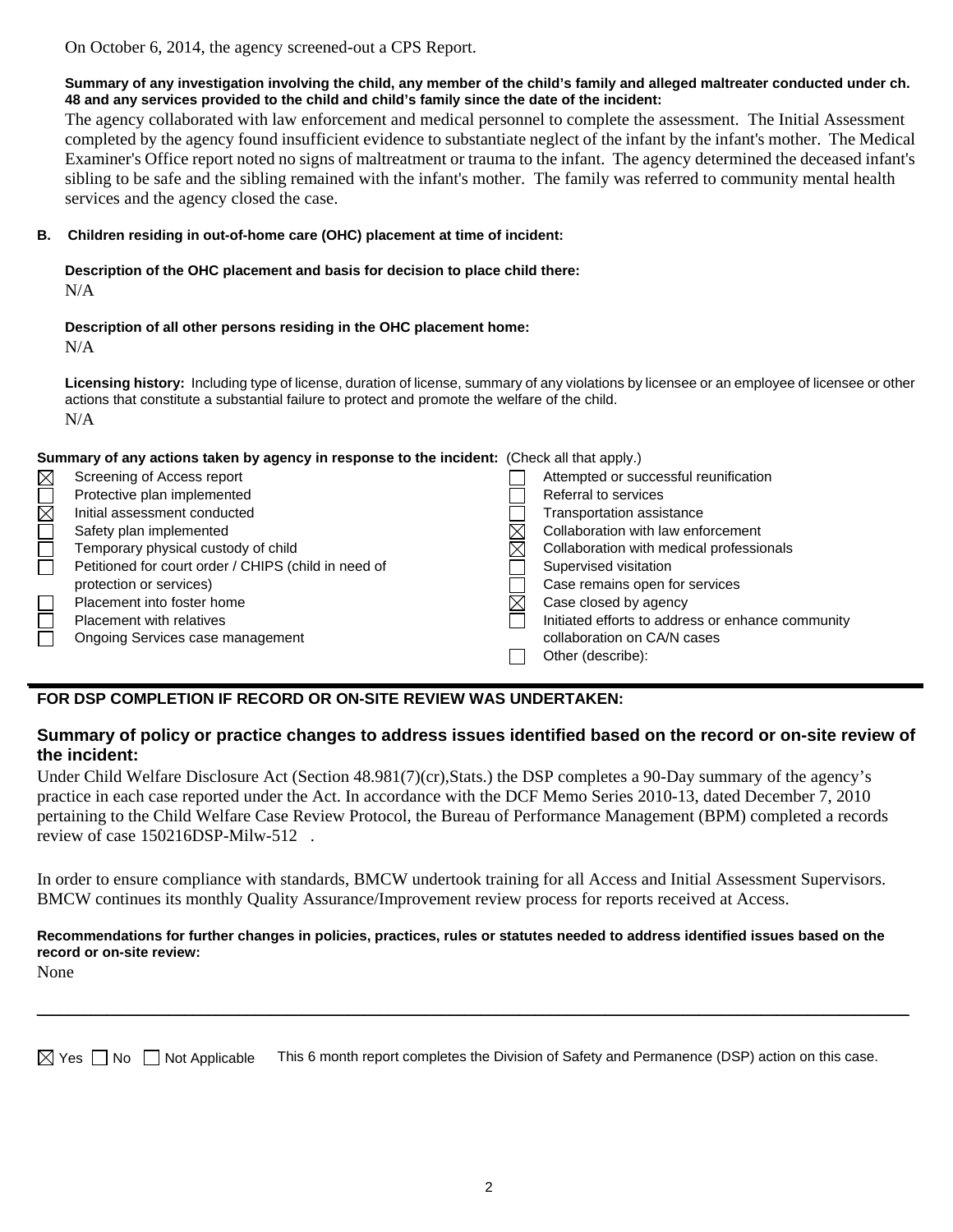On October 6, 2014, the agency screened-out a CPS Report.

**Summary of any investigation involving the child, any member of the child's family and alleged maltreater conducted under ch. 48 and any services provided to the child and child's family since the date of the incident:**

The agency collaborated with law enforcement and medical personnel to complete the assessment. The Initial Assessment completed by the agency found insufficient evidence to substantiate neglect of the infant by the infant's mother. The Medical Examiner's Office report noted no signs of maltreatment or trauma to the infant. The agency determined the deceased infant's sibling to be safe and the sibling remained with the infant's mother. The family was referred to community mental health services and the agency closed the case.

**B. Children residing in out-of-home care (OHC) placement at time of incident:**

**Description of the OHC placement and basis for decision to place child there:**

N/A

**Description of all other persons residing in the OHC placement home:**

N/A

**Licensing history:** Including type of license, duration of license, summary of any violations by licensee or an employee of licensee or other actions that constitute a substantial failure to protect and promote the welfare of the child.

N/A

**Summary of any actions taken by agency in response to the incident:** (Check all that apply.)

- ☒ Screening of Access report
- ☐ Protective plan implemented
- ☒ Initial assessment conducted
- ☐ Safety plan implemented
- ☐ Temporary physical custody of child
- ☐ Petitioned for court order / CHIPS (child in need of protection or services)
- ☐ Placement into foster home
- ☐ Placement with relatives
- ☐ Ongoing Services case management
- ☐ Attempted or successful reunification
- ☐ Referral to services
- ☐ Transportation assistance
- ☒ Collaboration with law enforcement
- ☒ Collaboration with medical professionals
- ☐ Supervised visitation
- ☐ Case remains open for services
- ☒ Case closed by agency
- ☐ Initiated efforts to address or enhance community collaboration on CA/N cases
- ☐ Other (describe):

**FOR DSP COMPLETION IF RECORD OR ON-SITE REVIEW WAS UNDERTAKEN:**

## Summary of policy or practice changes to address issues identified based on the record or on-site review of the incident:

Under Child Welfare Disclosure Act (Section 48.981(7)(cr),Stats.) the DSP completes a 90-Day summary of the agency's practice in each case reported under the Act. In accordance with the DCF Memo Series 2010-13, dated December 7, 2010 pertaining to the Child Welfare Case Review Protocol, the Bureau of Performance Management (BPM) completed a records review of case 150216DSP-Milw-512 .

In order to ensure compliance with standards, BMCW undertook training for all Access and Initial Assessment Supervisors. BMCW continues its monthly Quality Assurance/Improvement review process for reports received at Access.

**Recommendations for further changes in policies, practices, rules or statutes needed to address identified issues based on the record or on-site review:**

None

---

☒ Yes ☐ No ☐ Not Applicable This 6 month report completes the Division of Safety and Permanence (DSP) action on this case.